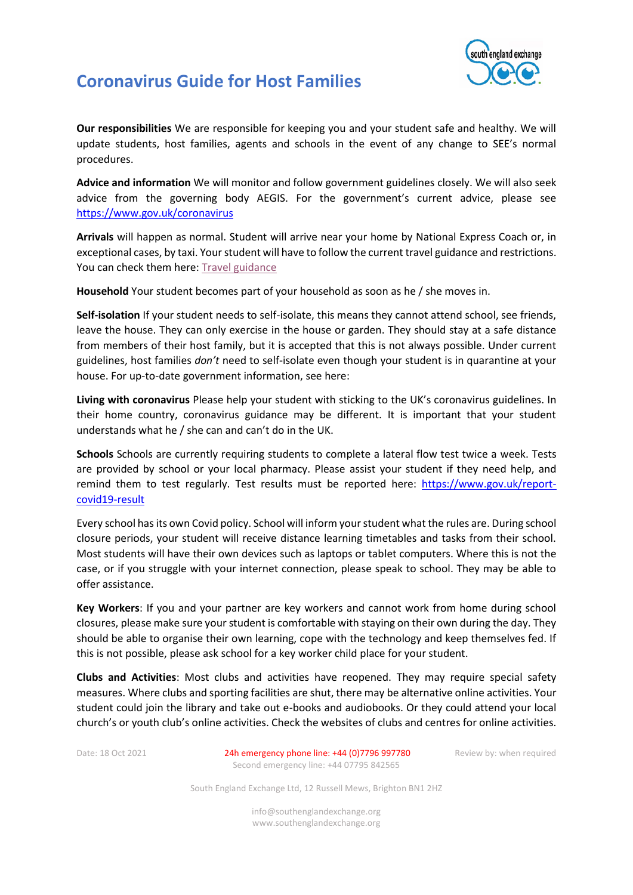# Coronavirus Guide for Host Families

**Our responsibilities** We are responsible for keeping you and your student safe and healthy. We will update students, host families, agents and schools in the event of any change to SEE's normal procedures.

**Advice and information** We will monitor and follow government guidelines closely. We will also seek advice from the governing body AEGIS. For the government's current advice, please see https://www.gov.uk/coronavirus

**Arrivals** will happen as normal. Student will arrive near your home by National Express Coach or, in exceptional cases, by taxi. Your student will have to follow the current travel guidance and restrictions. You can check them here: Travel guidance

**Household** Your student becomes part of your household as soon as he / she moves in.

**Self-isolation** If your student needs to self-isolate, this means they cannot attend school, see friends, leave the house. They can only exercise in the house or garden. They should stay at a safe distance from members of their host family, but it is accepted that this is not always possible. Under current guidelines, host families *don't* need to self-isolate even though your student is in quarantine at your house. For up-to-date government information, see here:

**Living with coronavirus** Please help your student with sticking to the UK's coronavirus guidelines. In their home country, coronavirus guidance may be different. It is important that your student understands what he / she can and can't do in the UK.

**Schools** Schools are currently requiring students to complete a lateral flow test twice a week. Tests are provided by school or your local pharmacy. Please assist your student if they need help, and remind them to test regularly. Test results must be reported here: https://www.gov.uk/report-covid19-result

Every school has its own Covid policy. School will inform your student what the rules are. During school closure periods, your student will receive distance learning timetables and tasks from their school. Most students will have their own devices such as laptops or tablet computers. Where this is not the case, or if you struggle with your internet connection, please speak to school. They may be able to offer assistance.

**Key Workers**: If you and your partner are key workers and cannot work from home during school closures, please make sure your student is comfortable with staying on their own during the day. They should be able to organise their own learning, cope with the technology and keep themselves fed. If this is not possible, please ask school for a key worker child place for your student.

**Clubs and Activities**: Most clubs and activities have reopened. They may require special safety measures. Where clubs and sporting facilities are shut, there may be alternative online activities. Your student could join the library and take out e-books and audiobooks. Or they could attend your local church's or youth club's online activities. Check the websites of clubs and centres for online activities.

Date: 18 Oct 2021

24h emergency phone line: +44 (0)7796 997780
Second emergency line: +44 07795 842565

Review by: when required

South England Exchange Ltd, 12 Russell Mews, Brighton BN1 2HZ

info@southenglandexchange.org
www.southenglandexchange.org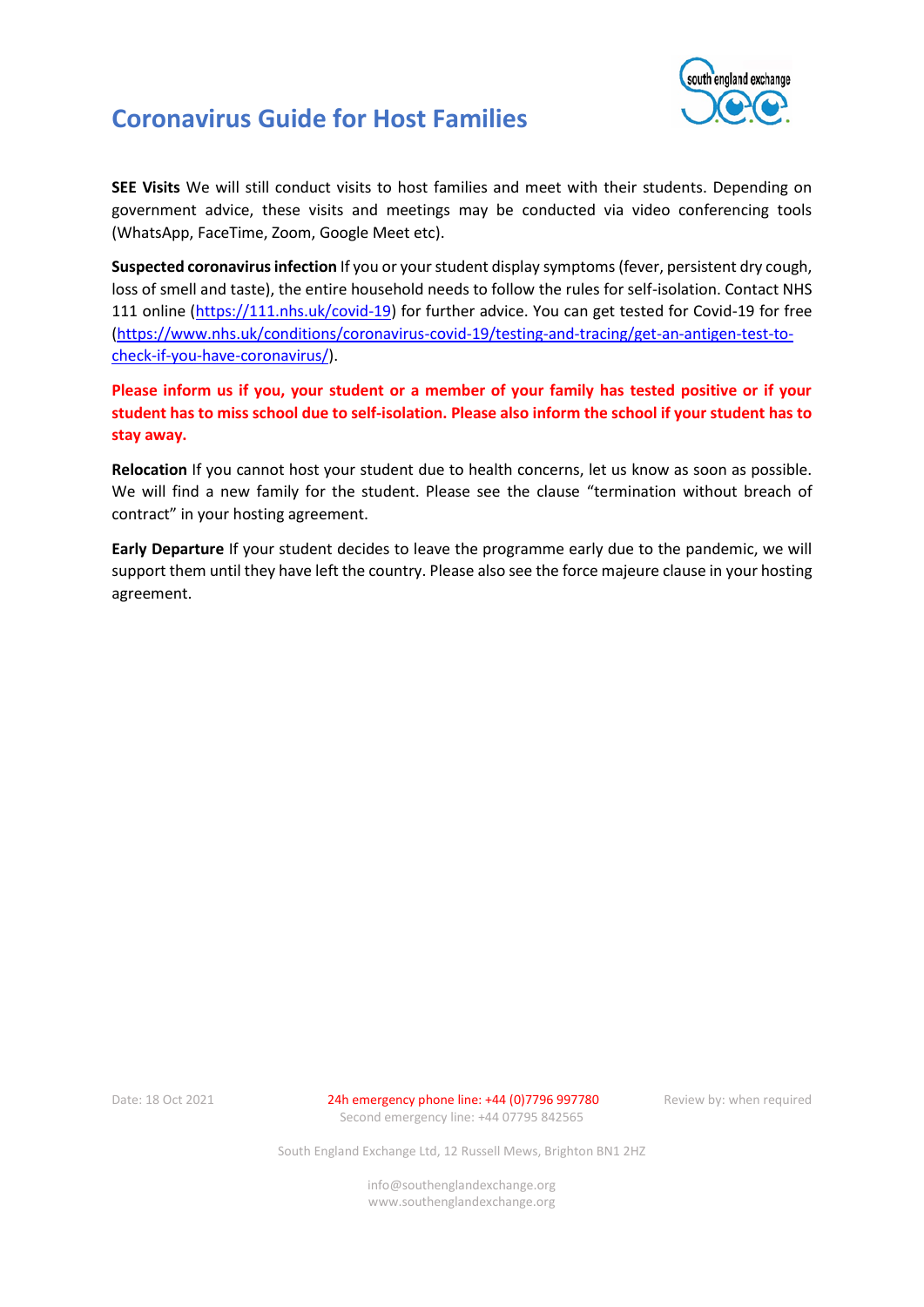# Coronavirus Guide for Host Families

**SEE Visits** We will still conduct visits to host families and meet with their students. Depending on government advice, these visits and meetings may be conducted via video conferencing tools (WhatsApp, FaceTime, Zoom, Google Meet etc).

**Suspected coronavirus infection** If you or your student display symptoms (fever, persistent dry cough, loss of smell and taste), the entire household needs to follow the rules for self-isolation. Contact NHS 111 online (https://111.nhs.uk/covid-19) for further advice. You can get tested for Covid-19 for free (https://www.nhs.uk/conditions/coronavirus-covid-19/testing-and-tracing/get-an-antigen-test-to-check-if-you-have-coronavirus/).

**Please inform us if you, your student or a member of your family has tested positive or if your student has to miss school due to self-isolation. Please also inform the school if your student has to stay away.**

**Relocation** If you cannot host your student due to health concerns, let us know as soon as possible. We will find a new family for the student. Please see the clause "termination without breach of contract" in your hosting agreement.

**Early Departure** If your student decides to leave the programme early due to the pandemic, we will support them until they have left the country. Please also see the force majeure clause in your hosting agreement.

Date: 18 Oct 2021

24h emergency phone line: +44 (0)7796 997780
Second emergency line: +44 07795 842565

Review by: when required

South England Exchange Ltd, 12 Russell Mews, Brighton BN1 2HZ

info@southenglandexchange.org
www.southenglandexchange.org